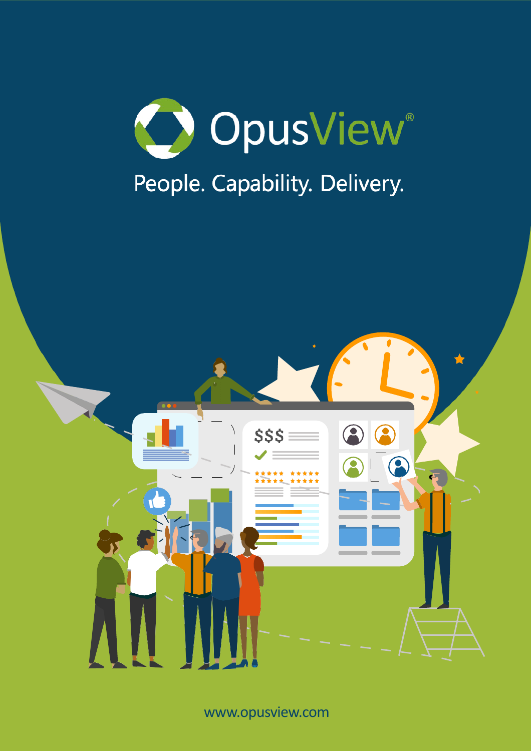# OpusView®

People. Capability. Delivery.

www.opusview.com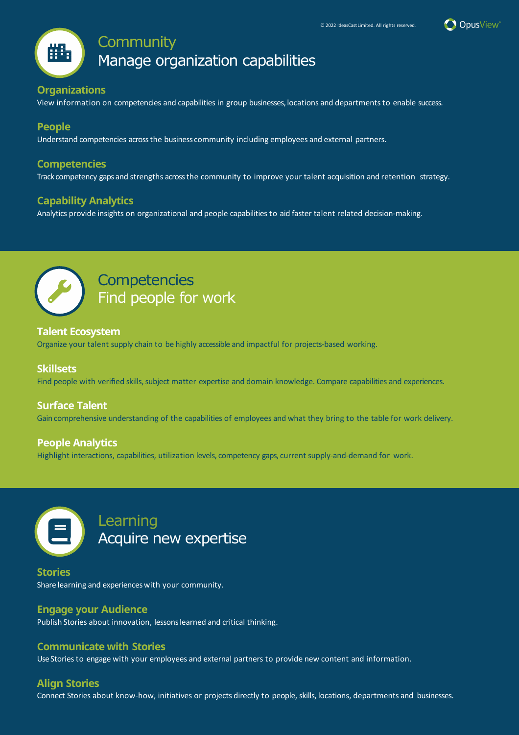## Community
## Manage organization capabilities

### Organizations

View information on competencies and capabilities in group businesses, locations and departments to enable success.

### People

Understand competencies across the business community including employees and external partners.

### Competencies

Track competency gaps and strengths across the community to improve your talent acquisition and retention strategy.

### Capability Analytics

Analytics provide insights on organizational and people capabilities to aid faster talent related decision-making.

## Competencies
## Find people for work

### Talent Ecosystem

Organize your talent supply chain to be highly accessible and impactful for projects-based working.

### Skillsets

Find people with verified skills, subject matter expertise and domain knowledge. Compare capabilities and experiences.

### Surface Talent

Gain comprehensive understanding of the capabilities of employees and what they bring to the table for work delivery.

### People Analytics

Highlight interactions, capabilities, utilization levels, competency gaps, current supply-and-demand for work.

## Learning
## Acquire new expertise

### Stories

Share learning and experiences with your community.

### Engage your Audience

Publish Stories about innovation, lessons learned and critical thinking.

### Communicate with Stories

Use Stories to engage with your employees and external partners to provide new content and information.

### Align Stories

Connect Stories about know-how, initiatives or projects directly to people, skills, locations, departments and businesses.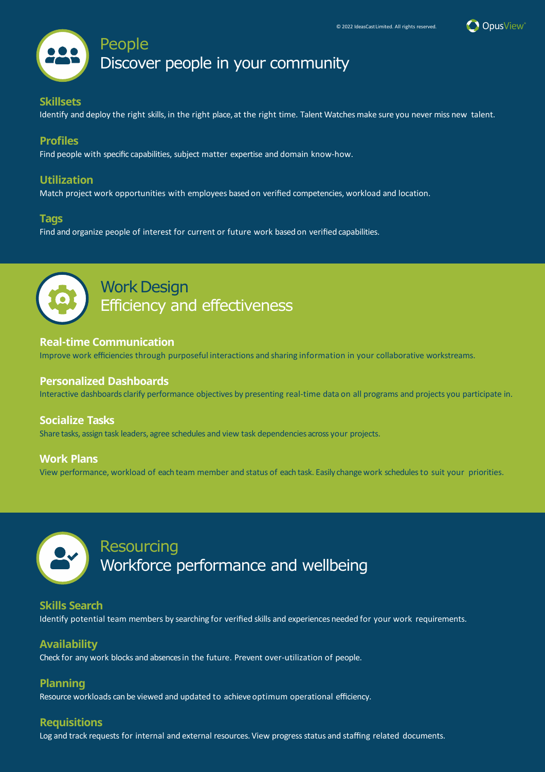# People
## Discover people in your community

### Skillsets
Identify and deploy the right skills, in the right place, at the right time. Talent Watches make sure you never miss new talent.

### Profiles
Find people with specific capabilities, subject matter expertise and domain know-how.

### Utilization
Match project work opportunities with employees based on verified competencies, workload and location.

### Tags
Find and organize people of interest for current or future work based on verified capabilities.

# Work Design
## Efficiency and effectiveness

### Real-time Communication
Improve work efficiencies through purposeful interactions and sharing information in your collaborative workstreams.

### Personalized Dashboards
Interactive dashboards clarify performance objectives by presenting real-time data on all programs and projects you participate in.

### Socialize Tasks
Share tasks, assign task leaders, agree schedules and view task dependencies across your projects.

### Work Plans
View performance, workload of each team member and status of each task. Easily change work schedules to suit your priorities.

# Resourcing
## Workforce performance and wellbeing

### Skills Search
Identify potential team members by searching for verified skills and experiences needed for your work requirements.

### Availability
Check for any work blocks and absences in the future. Prevent over-utilization of people.

### Planning
Resource workloads can be viewed and updated to achieve optimum operational efficiency.

### Requisitions
Log and track requests for internal and external resources. View progress status and staffing related documents.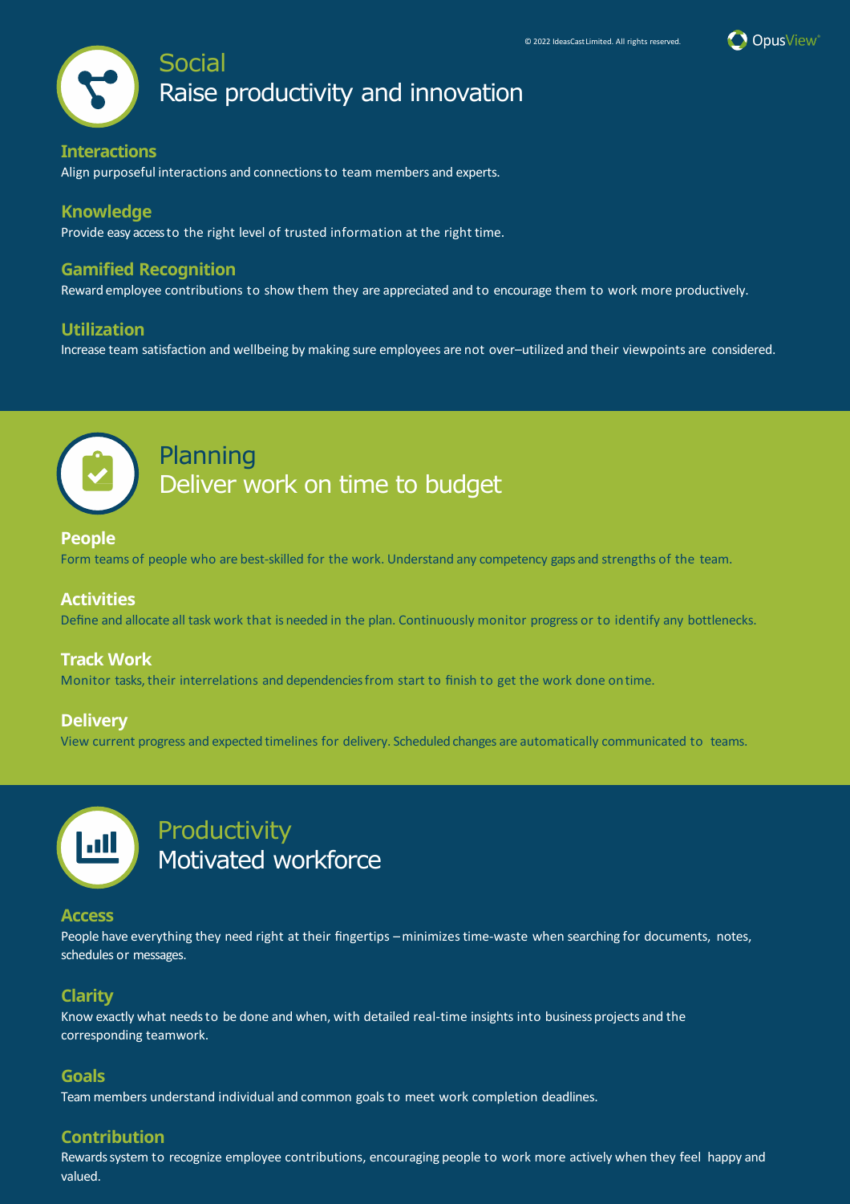© 2022 IdeasCast Limited. All rights reserved.

OpusView®

## Social
## Raise productivity and innovation

### Interactions

Align purposeful interactions and connections to team members and experts.

### Knowledge

Provide easy access to the right level of trusted information at the right time.

### Gamified Recognition

Reward employee contributions to show them they are appreciated and to encourage them to work more productively.

### Utilization

Increase team satisfaction and wellbeing by making sure employees are not over–utilized and their viewpoints are considered.

## Planning
## Deliver work on time to budget

### People

Form teams of people who are best-skilled for the work. Understand any competency gaps and strengths of the team.

### Activities

Define and allocate all task work that is needed in the plan. Continuously monitor progress or to identify any bottlenecks.

### Track Work

Monitor tasks, their interrelations and dependencies from start to finish to get the work done on time.

### Delivery

View current progress and expected timelines for delivery. Scheduled changes are automatically communicated to teams.

## Productivity
## Motivated workforce

### Access

People have everything they need right at their fingertips – minimizes time-waste when searching for documents, notes, schedules or messages.

### Clarity

Know exactly what needs to be done and when, with detailed real-time insights into business projects and the corresponding teamwork.

### Goals

Team members understand individual and common goals to meet work completion deadlines.

### Contribution

Rewards system to recognize employee contributions, encouraging people to work more actively when they feel happy and valued.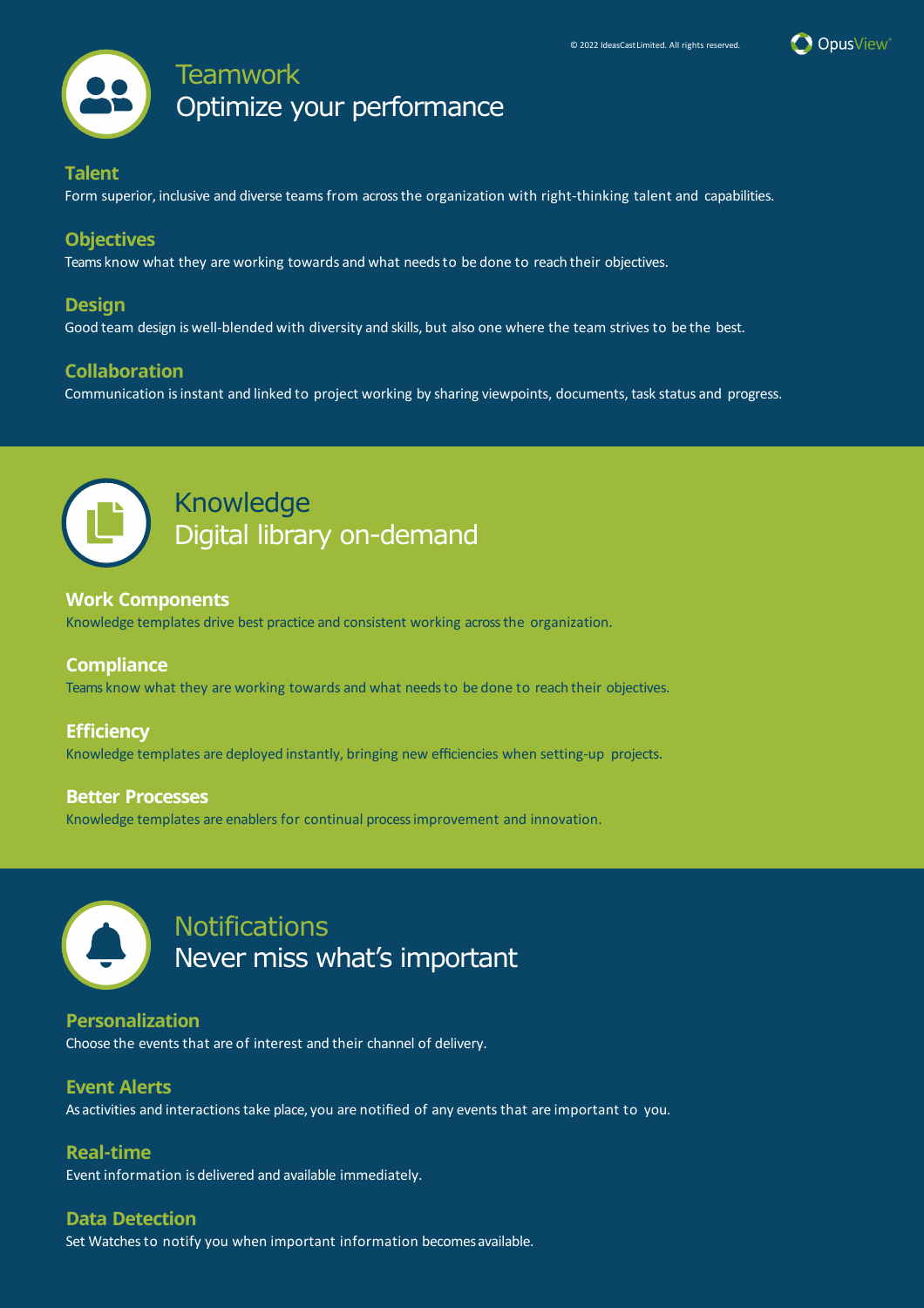© 2022 IdeasCast Limited. All rights reserved.

OpusView

# Teamwork
## Optimize your performance

### Talent
Form superior, inclusive and diverse teams from across the organization with right-thinking talent and capabilities.

### Objectives
Teams know what they are working towards and what needs to be done to reach their objectives.

### Design
Good team design is well-blended with diversity and skills, but also one where the team strives to be the best.

### Collaboration
Communication is instant and linked to project working by sharing viewpoints, documents, task status and progress.

# Knowledge
## Digital library on-demand

### Work Components
Knowledge templates drive best practice and consistent working across the organization.

### Compliance
Teams know what they are working towards and what needs to be done to reach their objectives.

### Efficiency
Knowledge templates are deployed instantly, bringing new efficiencies when setting-up projects.

### Better Processes
Knowledge templates are enablers for continual process improvement and innovation.

# Notifications
## Never miss what's important

### Personalization
Choose the events that are of interest and their channel of delivery.

### Event Alerts
As activities and interactions take place, you are notified of any events that are important to you.

### Real-time
Event information is delivered and available immediately.

### Data Detection
Set Watches to notify you when important information becomes available.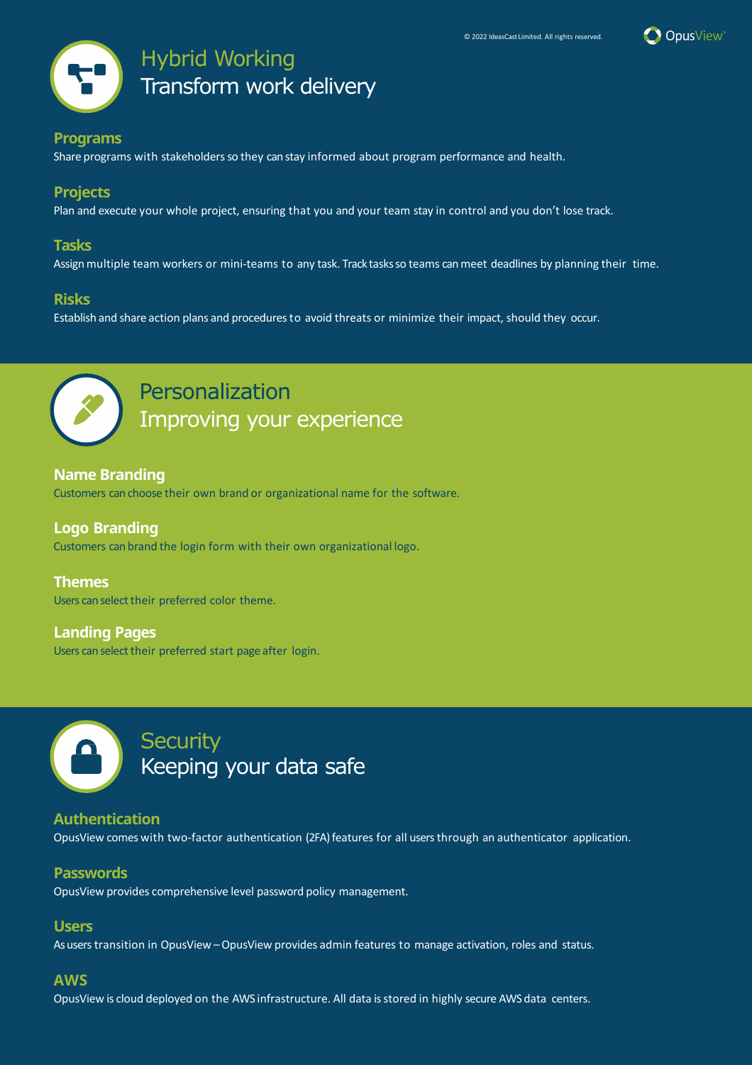## Hybrid Working
Transform work delivery

### Programs
Share programs with stakeholders so they can stay informed about program performance and health.

### Projects
Plan and execute your whole project, ensuring that you and your team stay in control and you don't lose track.

### Tasks
Assign multiple team workers or mini-teams to any task. Track tasks so teams can meet deadlines by planning their time.

### Risks
Establish and share action plans and procedures to avoid threats or minimize their impact, should they occur.

## Personalization
Improving your experience

### Name Branding
Customers can choose their own brand or organizational name for the software.

### Logo Branding
Customers can brand the login form with their own organizational logo.

### Themes
Users can select their preferred color theme.

### Landing Pages
Users can select their preferred start page after login.

## Security
Keeping your data safe

### Authentication
OpusView comes with two-factor authentication (2FA) features for all users through an authenticator application.

### Passwords
OpusView provides comprehensive level password policy management.

### Users
As users transition in OpusView – OpusView provides admin features to manage activation, roles and status.

### AWS
OpusView is cloud deployed on the AWS infrastructure. All data is stored in highly secure AWS data centers.